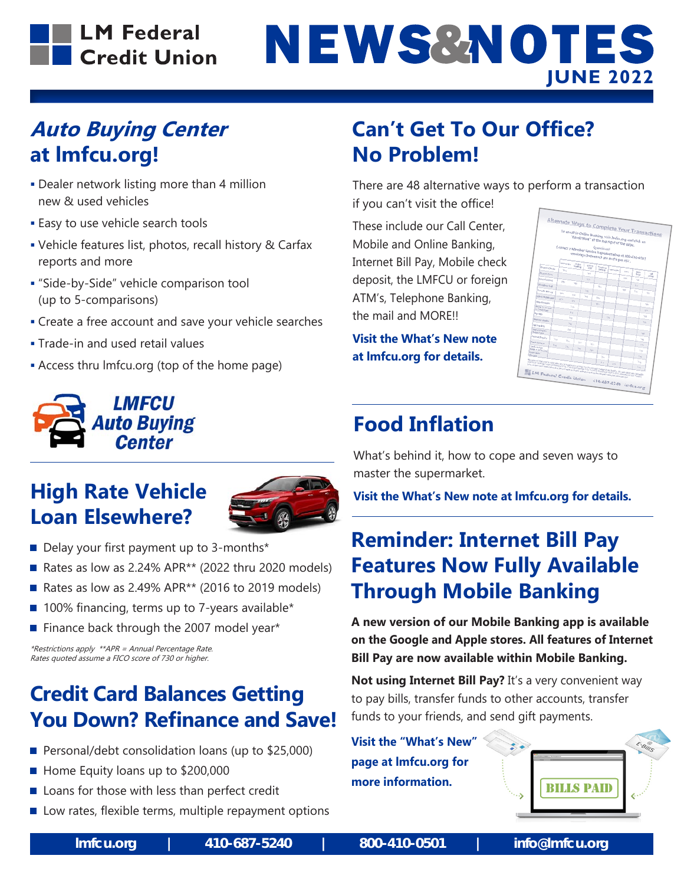# LM Federal Credit Union NEWS&NOTES

JUNE 2022

## *Auto Buying Center* at lmfcu.org!

- Dealer network listing more than 4 million new & used vehicles
- Easy to use vehicle search tools
- Vehicle features list, photos, recall history & Carfax reports and more
- "Side-by-Side" vehicle comparison tool (up to 5-comparisons)
- Create a free account and save your vehicle searches
- Trade-in and used retail values
- Access thru lmfcu.org (top of the home page)

LMFCU Auto Buying Center

## High Rate Vehicle Loan Elsewhere?

- Delay your first payment up to 3-months*
- Rates as low as 2.24% APR** (2022 thru 2020 models)
- Rates as low as 2.49% APR** (2016 to 2019 models)
- 100% financing, terms up to 7-years available*
- Finance back through the 2007 model year*

*\*Restrictions apply \*\*APR = Annual Percentage Rate. Rates quoted assume a FICO score of 730 or higher.*

## Credit Card Balances Getting You Down? Refinance and Save!

- Personal/debt consolidation loans (up to $25,000)
- Home Equity loans up to $200,000
- Loans for those with less than perfect credit
- Low rates, flexible terms, multiple repayment options

## Can't Get To Our Office? No Problem!

There are 48 alternative ways to perform a transaction if you can't visit the office!

These include our Call Center, Mobile and Online Banking, Internet Bill Pay, Mobile check deposit, the LMFCU or foreign ATM's, Telephone Banking, the mail and MORE!!

**Visit the What's New note at lmfcu.org for details.**

## Food Inflation

What's behind it, how to cope and seven ways to master the supermarket.

**Visit the What's New note at lmfcu.org for details.**

## Reminder: Internet Bill Pay Features Now Fully Available Through Mobile Banking

**A new version of our Mobile Banking app is available on the Google and Apple stores. All features of Internet Bill Pay are now available within Mobile Banking.**

**Not using Internet Bill Pay?** It's a very convenient way to pay bills, transfer funds to other accounts, transfer funds to your friends, and send gift payments.

**Visit the "What's New" page at lmfcu.org for more information.**

lmfcu.org | 410-687-5240 | 800-410-0501 | info@lmfcu.org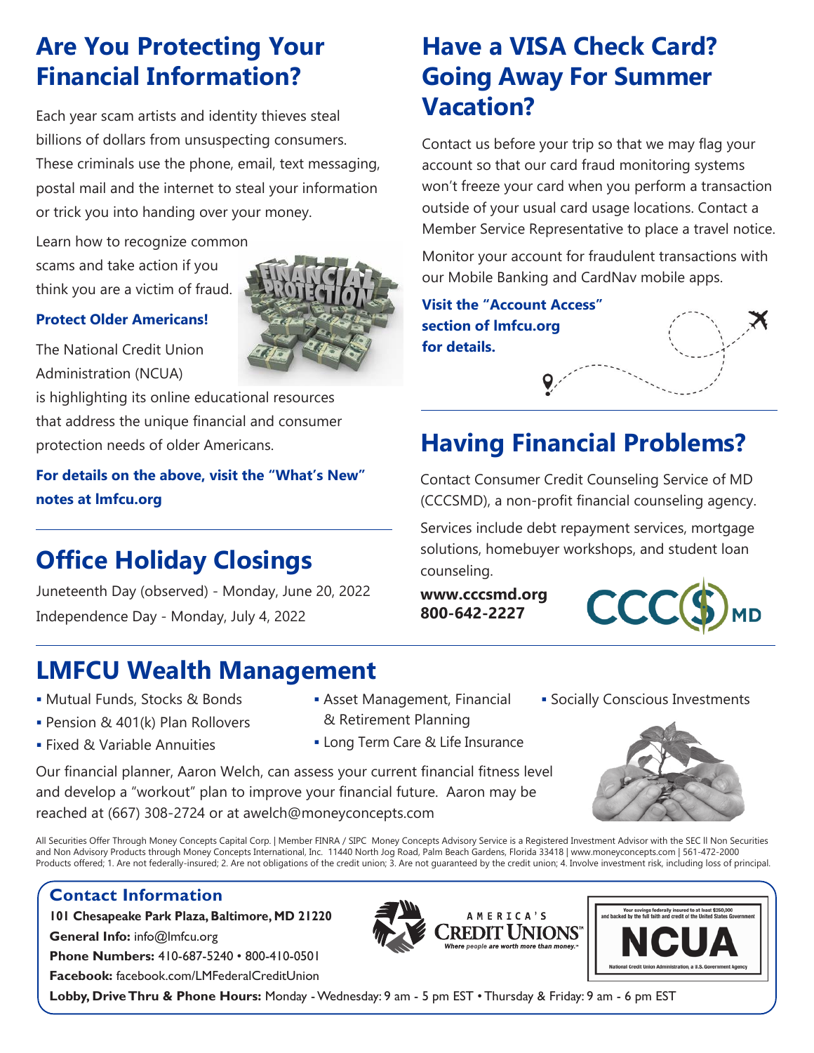## Are You Protecting Your Financial Information?

Each year scam artists and identity thieves steal billions of dollars from unsuspecting consumers. These criminals use the phone, email, text messaging, postal mail and the internet to steal your information or trick you into handing over your money.

Learn how to recognize common scams and take action if you think you are a victim of fraud.

**Protect Older Americans!**

The National Credit Union Administration (NCUA) is highlighting its online educational resources that address the unique financial and consumer protection needs of older Americans.

**For details on the above, visit the "What's New" notes at lmfcu.org**

## Office Holiday Closings

Juneteenth Day (observed) - Monday, June 20, 2022

Independence Day - Monday, July 4, 2022

## Have a VISA Check Card? Going Away For Summer Vacation?

Contact us before your trip so that we may flag your account so that our card fraud monitoring systems won't freeze your card when you perform a transaction outside of your usual card usage locations. Contact a Member Service Representative to place a travel notice.

Monitor your account for fraudulent transactions with our Mobile Banking and CardNav mobile apps.

**Visit the "Account Access" section of lmfcu.org for details.**

## Having Financial Problems?

Contact Consumer Credit Counseling Service of MD (CCCSMD), a non-profit financial counseling agency.

Services include debt repayment services, mortgage solutions, homebuyer workshops, and student loan counseling.

**www.cccsmd.org**
**800-642-2227**

## LMFCU Wealth Management

- Mutual Funds, Stocks & Bonds
- Pension & 401(k) Plan Rollovers
- Fixed & Variable Annuities
- Asset Management, Financial & Retirement Planning
- Long Term Care & Life Insurance
- Socially Conscious Investments

Our financial planner, Aaron Welch, can assess your current financial fitness level and develop a "workout" plan to improve your financial future. Aaron may be reached at (667) 308-2724 or at awelch@moneyconcepts.com

All Securities Offer Through Money Concepts Capital Corp. | Member FINRA / SIPC Money Concepts Advisory Service is a Registered Investment Advisor with the SEC ll Non Securities and Non Advisory Products through Money Concepts International, Inc. 11440 North Jog Road, Palm Beach Gardens, Florida 33418 | www.moneyconcepts.com | 561-472-2000 Products offered; 1. Are not federally-insured; 2. Are not obligations of the credit union; 3. Are not guaranteed by the credit union; 4. Involve investment risk, including loss of principal.

### Contact Information

**101 Chesapeake Park Plaza, Baltimore, MD 21220**

**General Info:** info@lmfcu.org

**Phone Numbers:** 410-687-5240 • 800-410-0501

**Facebook:** facebook.com/LMFederalCreditUnion

**Lobby, Drive Thru & Phone Hours:** Monday - Wednesday: 9 am - 5 pm EST • Thursday & Friday: 9 am - 6 pm EST

America's Credit Unions — Where people are worth more than money.

Your savings federally insured to at least $250,000 and backed by the full faith and credit of the United States Government. NCUA — National Credit Union Administration, a U.S. Government Agency